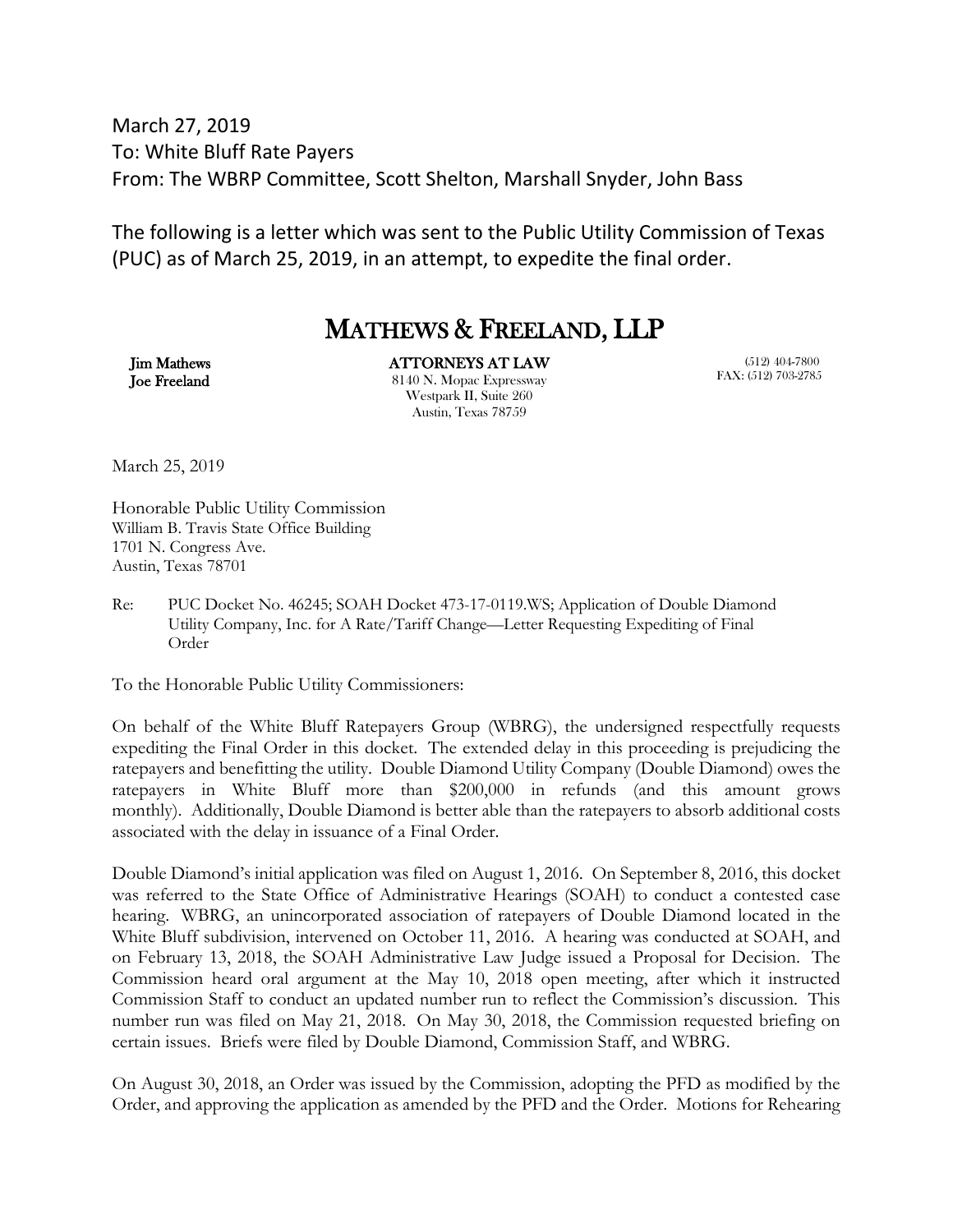March 27, 2019
To: White Bluff Rate Payers
From: The WBRP Committee, Scott Shelton, Marshall Snyder, John Bass

The following is a letter which was sent to the Public Utility Commission of Texas (PUC) as of March 25, 2019, in an attempt, to expedite the final order.

# MATHEWS & FREELAND, LLP

**Jim Mathews**
**Joe Freeland**

**ATTORNEYS AT LAW**
8140 N. Mopac Expressway
Westpark II, Suite 260
Austin, Texas 78759

(512) 404-7800
FAX: (512) 703-2785

March 25, 2019

Honorable Public Utility Commission
William B. Travis State Office Building
1701 N. Congress Ave.
Austin, Texas 78701

Re: PUC Docket No. 46245; SOAH Docket 473-17-0119.WS; Application of Double Diamond Utility Company, Inc. for A Rate/Tariff Change—Letter Requesting Expediting of Final Order

To the Honorable Public Utility Commissioners:

On behalf of the White Bluff Ratepayers Group (WBRG), the undersigned respectfully requests expediting the Final Order in this docket. The extended delay in this proceeding is prejudicing the ratepayers and benefitting the utility. Double Diamond Utility Company (Double Diamond) owes the ratepayers in White Bluff more than $200,000 in refunds (and this amount grows monthly). Additionally, Double Diamond is better able than the ratepayers to absorb additional costs associated with the delay in issuance of a Final Order.

Double Diamond's initial application was filed on August 1, 2016. On September 8, 2016, this docket was referred to the State Office of Administrative Hearings (SOAH) to conduct a contested case hearing. WBRG, an unincorporated association of ratepayers of Double Diamond located in the White Bluff subdivision, intervened on October 11, 2016. A hearing was conducted at SOAH, and on February 13, 2018, the SOAH Administrative Law Judge issued a Proposal for Decision. The Commission heard oral argument at the May 10, 2018 open meeting, after which it instructed Commission Staff to conduct an updated number run to reflect the Commission's discussion. This number run was filed on May 21, 2018. On May 30, 2018, the Commission requested briefing on certain issues. Briefs were filed by Double Diamond, Commission Staff, and WBRG.

On August 30, 2018, an Order was issued by the Commission, adopting the PFD as modified by the Order, and approving the application as amended by the PFD and the Order. Motions for Rehearing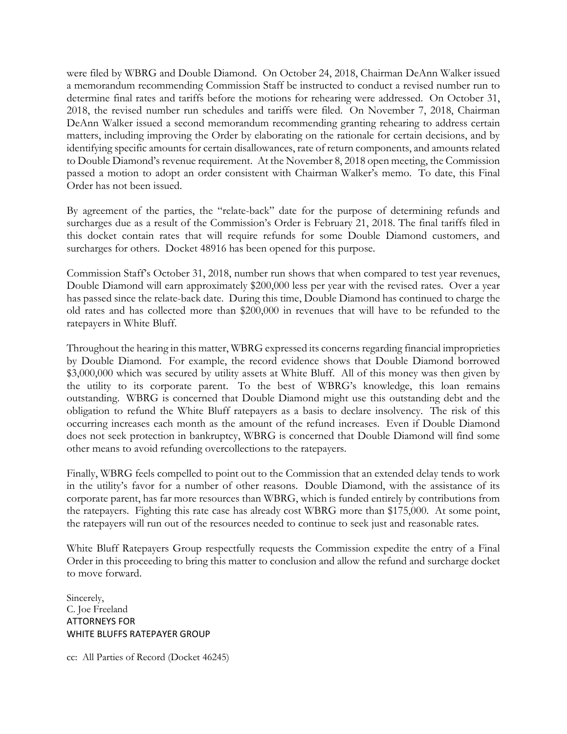were filed by WBRG and Double Diamond. On October 24, 2018, Chairman DeAnn Walker issued a memorandum recommending Commission Staff be instructed to conduct a revised number run to determine final rates and tariffs before the motions for rehearing were addressed. On October 31, 2018, the revised number run schedules and tariffs were filed. On November 7, 2018, Chairman DeAnn Walker issued a second memorandum recommending granting rehearing to address certain matters, including improving the Order by elaborating on the rationale for certain decisions, and by identifying specific amounts for certain disallowances, rate of return components, and amounts related to Double Diamond's revenue requirement. At the November 8, 2018 open meeting, the Commission passed a motion to adopt an order consistent with Chairman Walker's memo. To date, this Final Order has not been issued.

By agreement of the parties, the "relate-back" date for the purpose of determining refunds and surcharges due as a result of the Commission's Order is February 21, 2018. The final tariffs filed in this docket contain rates that will require refunds for some Double Diamond customers, and surcharges for others. Docket 48916 has been opened for this purpose.

Commission Staff's October 31, 2018, number run shows that when compared to test year revenues, Double Diamond will earn approximately $200,000 less per year with the revised rates. Over a year has passed since the relate-back date. During this time, Double Diamond has continued to charge the old rates and has collected more than $200,000 in revenues that will have to be refunded to the ratepayers in White Bluff.

Throughout the hearing in this matter, WBRG expressed its concerns regarding financial improprieties by Double Diamond. For example, the record evidence shows that Double Diamond borrowed $3,000,000 which was secured by utility assets at White Bluff. All of this money was then given by the utility to its corporate parent. To the best of WBRG's knowledge, this loan remains outstanding. WBRG is concerned that Double Diamond might use this outstanding debt and the obligation to refund the White Bluff ratepayers as a basis to declare insolvency. The risk of this occurring increases each month as the amount of the refund increases. Even if Double Diamond does not seek protection in bankruptcy, WBRG is concerned that Double Diamond will find some other means to avoid refunding overcollections to the ratepayers.

Finally, WBRG feels compelled to point out to the Commission that an extended delay tends to work in the utility's favor for a number of other reasons. Double Diamond, with the assistance of its corporate parent, has far more resources than WBRG, which is funded entirely by contributions from the ratepayers. Fighting this rate case has already cost WBRG more than $175,000. At some point, the ratepayers will run out of the resources needed to continue to seek just and reasonable rates.

White Bluff Ratepayers Group respectfully requests the Commission expedite the entry of a Final Order in this proceeding to bring this matter to conclusion and allow the refund and surcharge docket to move forward.

Sincerely,
C. Joe Freeland
ATTORNEYS FOR
WHITE BLUFFS RATEPAYER GROUP

cc: All Parties of Record (Docket 46245)